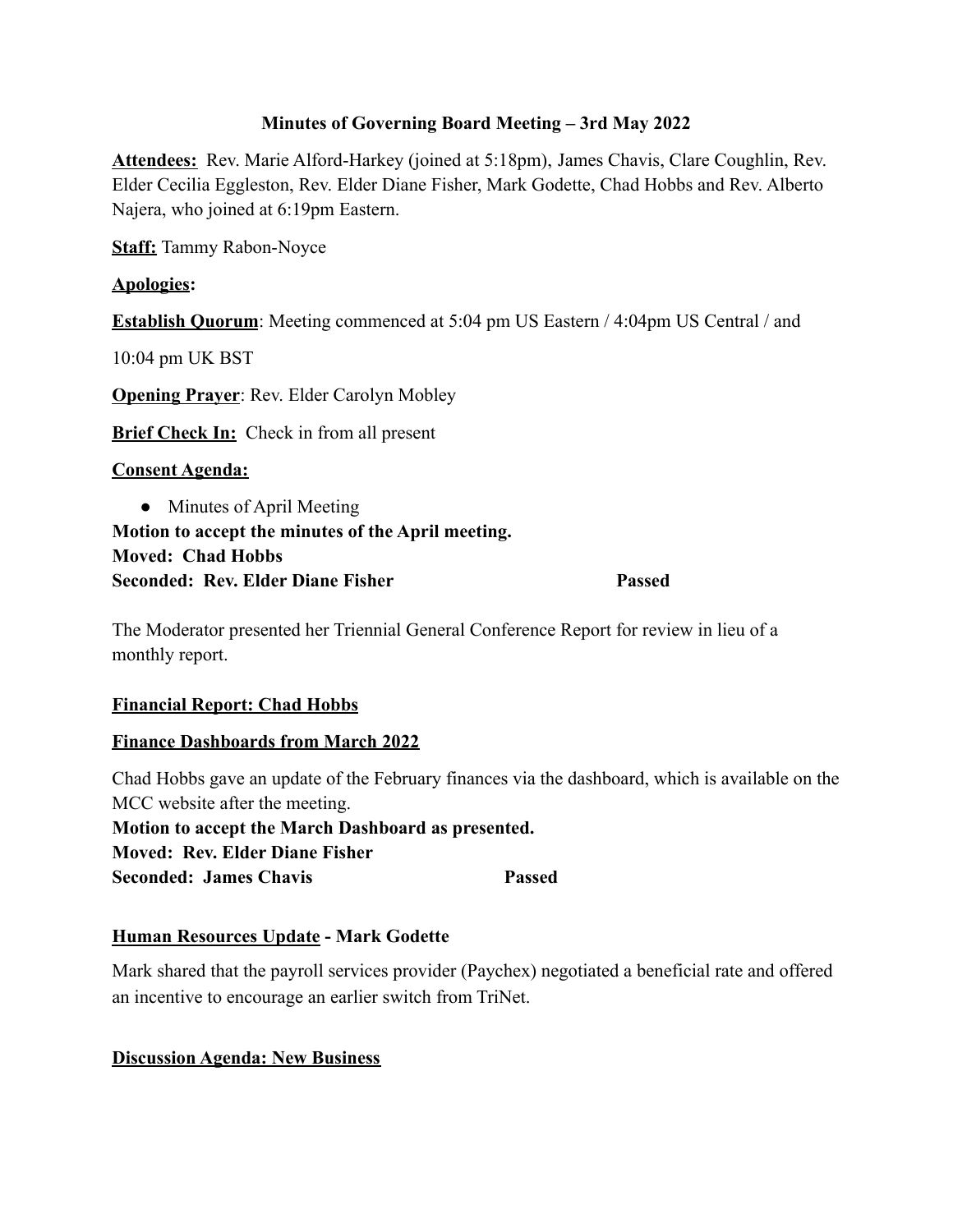# Minutes of Governing Board Meeting – 3rd May 2022

**Attendees:** Rev. Marie Alford-Harkey (joined at 5:18pm), James Chavis, Clare Coughlin, Rev. Elder Cecilia Eggleston, Rev. Elder Diane Fisher, Mark Godette, Chad Hobbs and Rev. Alberto Najera, who joined at 6:19pm Eastern.

**Staff:** Tammy Rabon-Noyce

**Apologies:**

**Establish Quorum**: Meeting commenced at 5:04 pm US Eastern / 4:04pm US Central / and

10:04 pm UK BST

**Opening Prayer**: Rev. Elder Carolyn Mobley

**Brief Check In:** Check in from all present

**Consent Agenda:**

- Minutes of April Meeting

**Motion to accept the minutes of the April meeting.**
**Moved: Chad Hobbs**
**Seconded: Rev. Elder Diane Fisher** **Passed**

The Moderator presented her Triennial General Conference Report for review in lieu of a monthly report.

**Financial Report: Chad Hobbs**

**Finance Dashboards from March 2022**

Chad Hobbs gave an update of the February finances via the dashboard, which is available on the MCC website after the meeting.

**Motion to accept the March Dashboard as presented.**
**Moved: Rev. Elder Diane Fisher**
**Seconded: James Chavis** **Passed**

**Human Resources Update - Mark Godette**

Mark shared that the payroll services provider (Paychex) negotiated a beneficial rate and offered an incentive to encourage an earlier switch from TriNet.

**Discussion Agenda: New Business**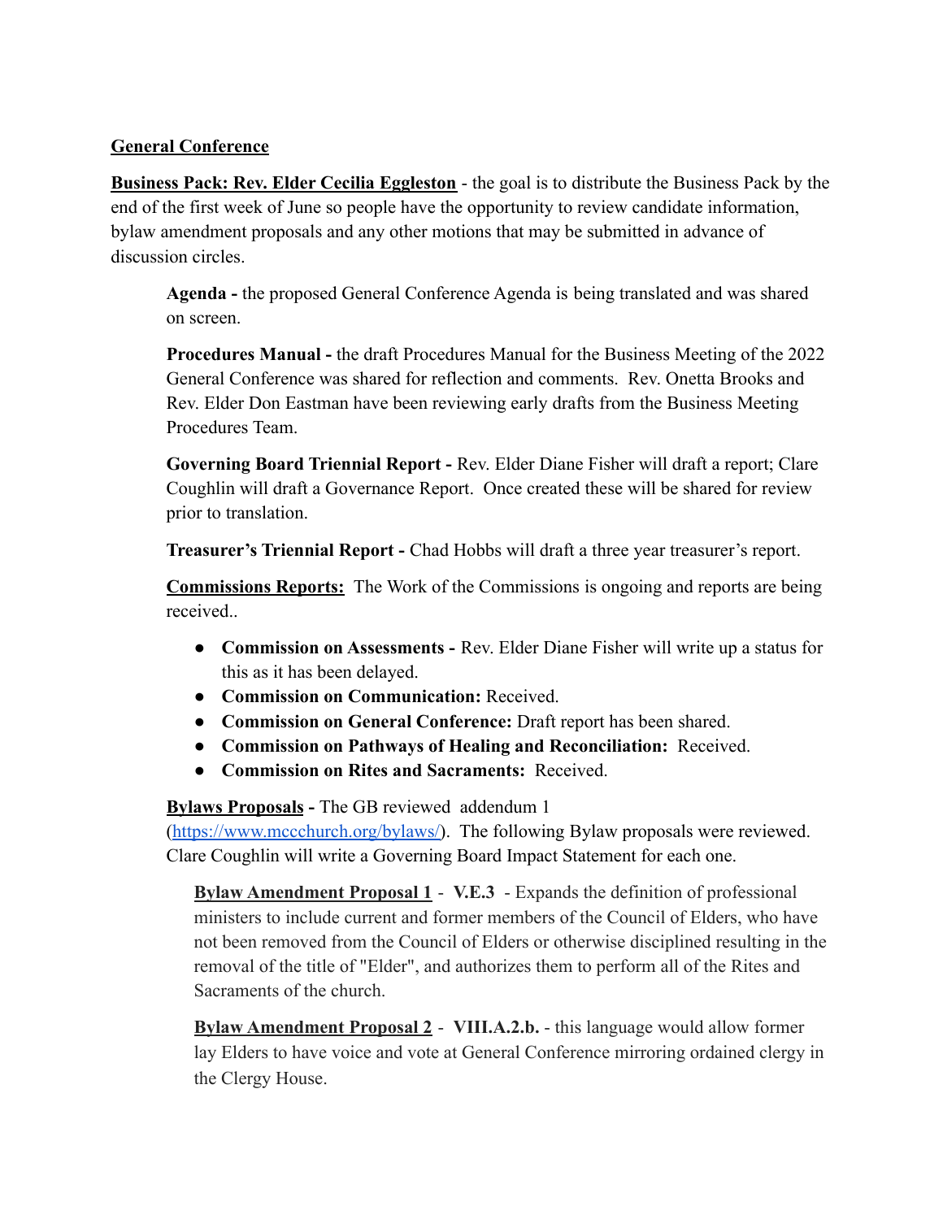**General Conference**

**Business Pack: Rev. Elder Cecilia Eggleston** - the goal is to distribute the Business Pack by the end of the first week of June so people have the opportunity to review candidate information, bylaw amendment proposals and any other motions that may be submitted in advance of discussion circles.

> **Agenda -** the proposed General Conference Agenda is being translated and was shared on screen.
>
> **Procedures Manual -** the draft Procedures Manual for the Business Meeting of the 2022 General Conference was shared for reflection and comments. Rev. Onetta Brooks and Rev. Elder Don Eastman have been reviewing early drafts from the Business Meeting Procedures Team.
>
> **Governing Board Triennial Report -** Rev. Elder Diane Fisher will draft a report; Clare Coughlin will draft a Governance Report. Once created these will be shared for review prior to translation.
>
> **Treasurer's Triennial Report -** Chad Hobbs will draft a three year treasurer's report.
>
> **Commissions Reports:** The Work of the Commissions is ongoing and reports are being received..
>
> - **Commission on Assessments -** Rev. Elder Diane Fisher will write up a status for this as it has been delayed.
> - **Commission on Communication:** Received.
> - **Commission on General Conference:** Draft report has been shared.
> - **Commission on Pathways of Healing and Reconciliation:** Received.
> - **Commission on Rites and Sacraments:** Received.
>
> **Bylaws Proposals -** The GB reviewed addendum 1 (https://www.mccchurch.org/bylaws/). The following Bylaw proposals were reviewed. Clare Coughlin will write a Governing Board Impact Statement for each one.
>
> > **Bylaw Amendment Proposal 1** - **V.E.3** - Expands the definition of professional ministers to include current and former members of the Council of Elders, who have not been removed from the Council of Elders or otherwise disciplined resulting in the removal of the title of "Elder", and authorizes them to perform all of the Rites and Sacraments of the church.
> >
> > **Bylaw Amendment Proposal 2** - **VIII.A.2.b.** - this language would allow former lay Elders to have voice and vote at General Conference mirroring ordained clergy in the Clergy House.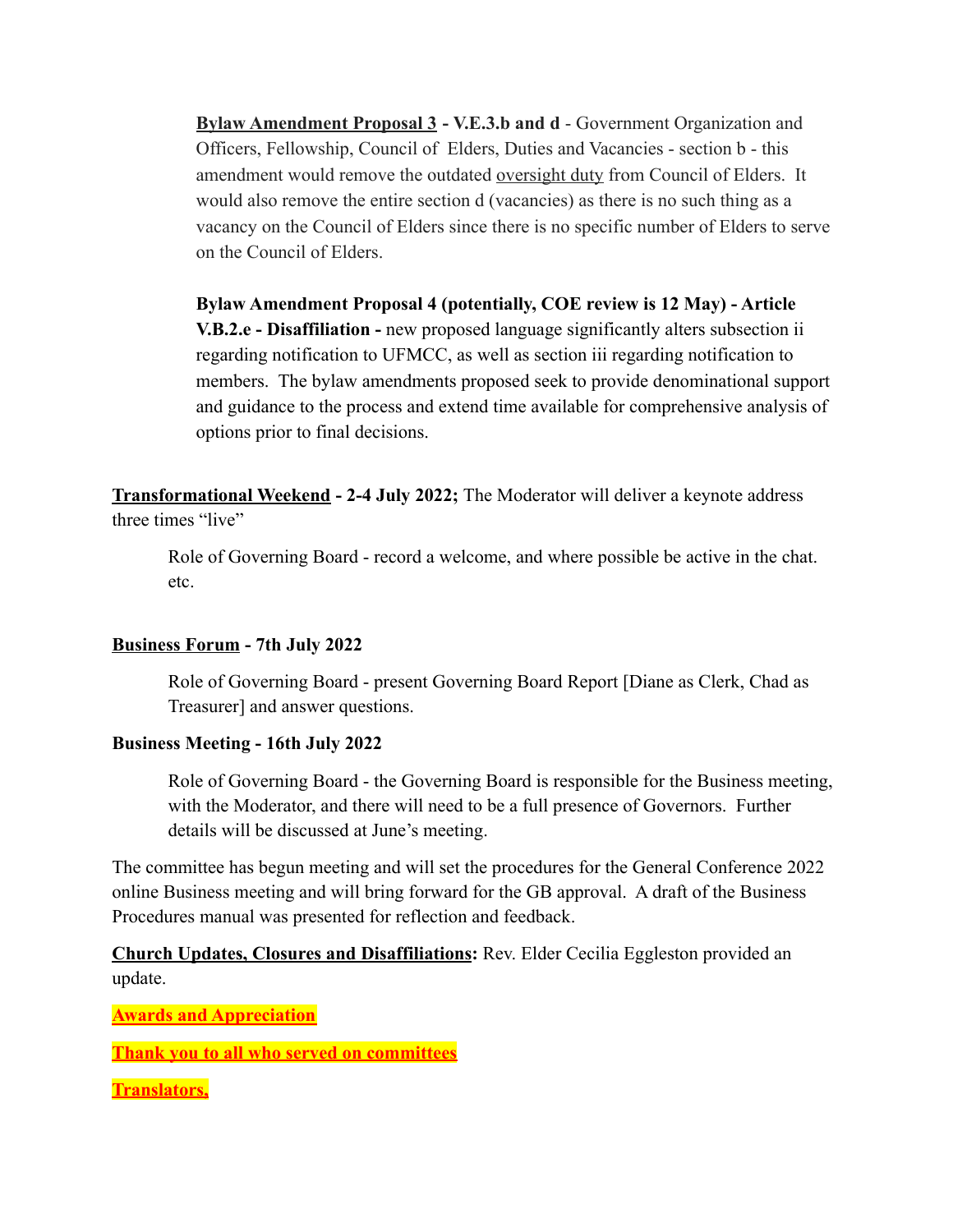**<u>Bylaw Amendment Proposal 3</u> - V.E.3.b and d** - Government Organization and Officers, Fellowship, Council of Elders, Duties and Vacancies - section b - this amendment would remove the outdated <u>oversight duty</u> from Council of Elders. It would also remove the entire section d (vacancies) as there is no such thing as a vacancy on the Council of Elders since there is no specific number of Elders to serve on the Council of Elders.

**Bylaw Amendment Proposal 4 (potentially, COE review is 12 May) - Article V.B.2.e - Disaffiliation -** new proposed language significantly alters subsection ii regarding notification to UFMCC, as well as section iii regarding notification to members. The bylaw amendments proposed seek to provide denominational support and guidance to the process and extend time available for comprehensive analysis of options prior to final decisions.

**<u>Transformational Weekend</u> - 2-4 July 2022;** The Moderator will deliver a keynote address three times "live"

Role of Governing Board - record a welcome, and where possible be active in the chat. etc.

**<u>Business Forum</u> - 7th July 2022**

Role of Governing Board - present Governing Board Report [Diane as Clerk, Chad as Treasurer] and answer questions.

**Business Meeting - 16th July 2022**

Role of Governing Board - the Governing Board is responsible for the Business meeting, with the Moderator, and there will need to be a full presence of Governors. Further details will be discussed at June's meeting.

The committee has begun meeting and will set the procedures for the General Conference 2022 online Business meeting and will bring forward for the GB approval. A draft of the Business Procedures manual was presented for reflection and feedback.

**<u>Church Updates, Closures and Disaffiliations</u>:** Rev. Elder Cecilia Eggleston provided an update.

**<u>Awards and Appreciation</u>**

**<u>Thank you to all who served on committees</u>**

**<u>Translators.</u>**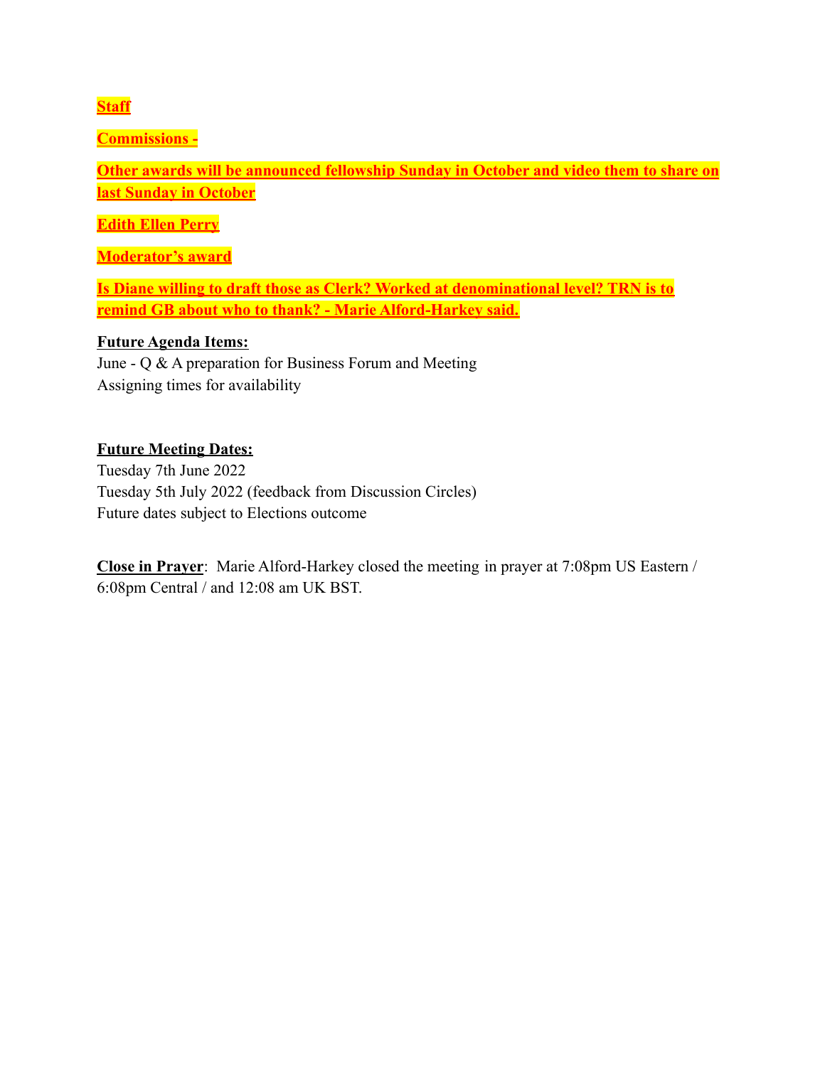**Staff**

**Commissions -**

**Other awards will be announced fellowship Sunday in October and video them to share on last Sunday in October**

**Edith Ellen Perry**

**Moderator's award**

**Is Diane willing to draft those as Clerk? Worked at denominational level? TRN is to remind GB about who to thank? - Marie Alford-Harkey said.**

**Future Agenda Items:**
June - Q & A preparation for Business Forum and Meeting
Assigning times for availability

**Future Meeting Dates:**
Tuesday 7th June 2022
Tuesday 5th July 2022 (feedback from Discussion Circles)
Future dates subject to Elections outcome

**Close in Prayer**: Marie Alford-Harkey closed the meeting in prayer at 7:08pm US Eastern / 6:08pm Central / and 12:08 am UK BST.